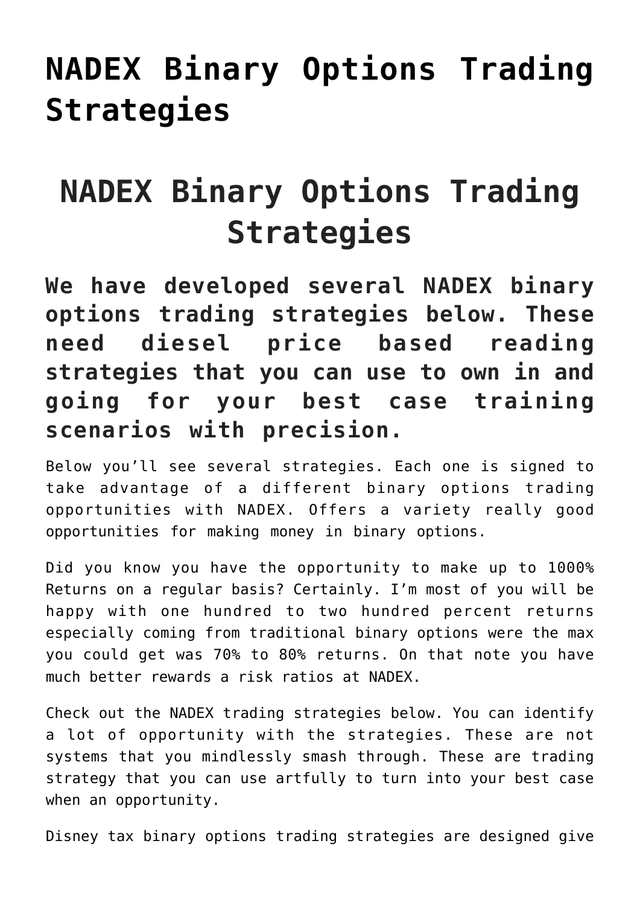# NADEX Binary Options Trading Strategies

## NADEX Binary Options Trading Strategies

### We have developed several NADEX binary options trading strategies below. These need diesel price based reading strategies that you can use to own in and going for your best case training scenarios with precision.

Below you'll see several strategies. Each one is signed to take advantage of a different binary options trading opportunities with NADEX. Offers a variety really good opportunities for making money in binary options.

Did you know you have the opportunity to make up to 1000% Returns on a regular basis? Certainly. I'm most of you will be happy with one hundred to two hundred percent returns especially coming from traditional binary options were the max you could get was 70% to 80% returns. On that note you have much better rewards a risk ratios at NADEX.

Check out the NADEX trading strategies below. You can identify a lot of opportunity with the strategies. These are not systems that you mindlessly smash through. These are trading strategy that you can use artfully to turn into your best case when an opportunity.

Disney tax binary options trading strategies are designed give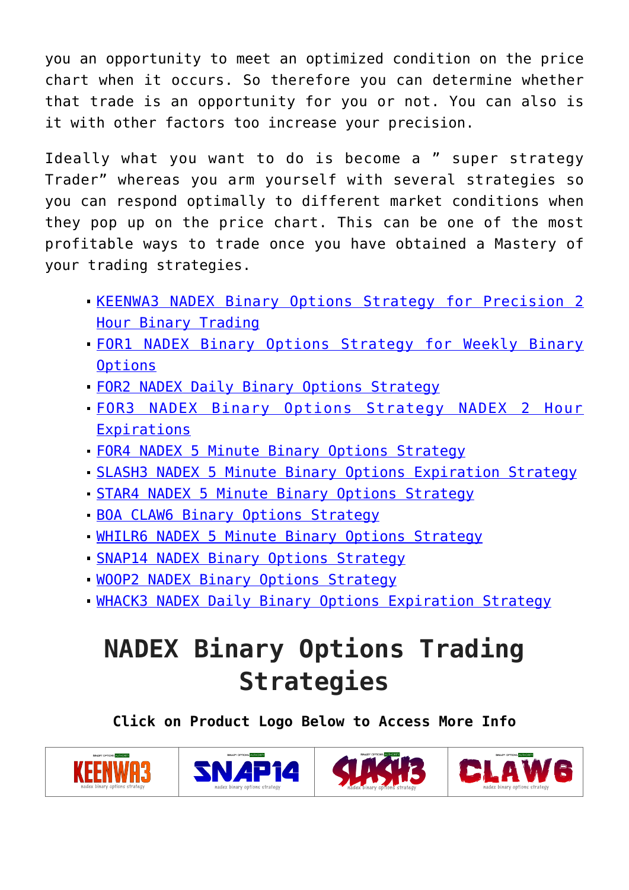you an opportunity to meet an optimized condition on the price chart when it occurs. So therefore you can determine whether that trade is an opportunity for you or not. You can also is it with other factors too increase your precision.

Ideally what you want to do is become a " super strategy Trader" whereas you arm yourself with several strategies so you can respond optimally to different market conditions when they pop up on the price chart. This can be one of the most profitable ways to trade once you have obtained a Mastery of your trading strategies.

- KEENWA3 NADEX Binary Options Strategy for Precision 2 Hour Binary Trading
- FOR1 NADEX Binary Options Strategy for Weekly Binary Options
- FOR2 NADEX Daily Binary Options Strategy
- FOR3 NADEX Binary Options Strategy NADEX 2 Hour Expirations
- FOR4 NADEX 5 Minute Binary Options Strategy
- SLASH3 NADEX 5 Minute Binary Options Expiration Strategy
- STAR4 NADEX 5 Minute Binary Options Strategy
- BOA CLAW6 Binary Options Strategy
- WHILR6 NADEX 5 Minute Binary Options Strategy
- SNAP14 NADEX Binary Options Strategy
- WOOP2 NADEX Binary Options Strategy
- WHACK3 NADEX Daily Binary Options Expiration Strategy

# NADEX Binary Options Trading Strategies

**Click on Product Logo Below to Access More Info**

| KEENWA3 | SNAP14 | SLASH3 | CLAW6 |
|---|---|---|---|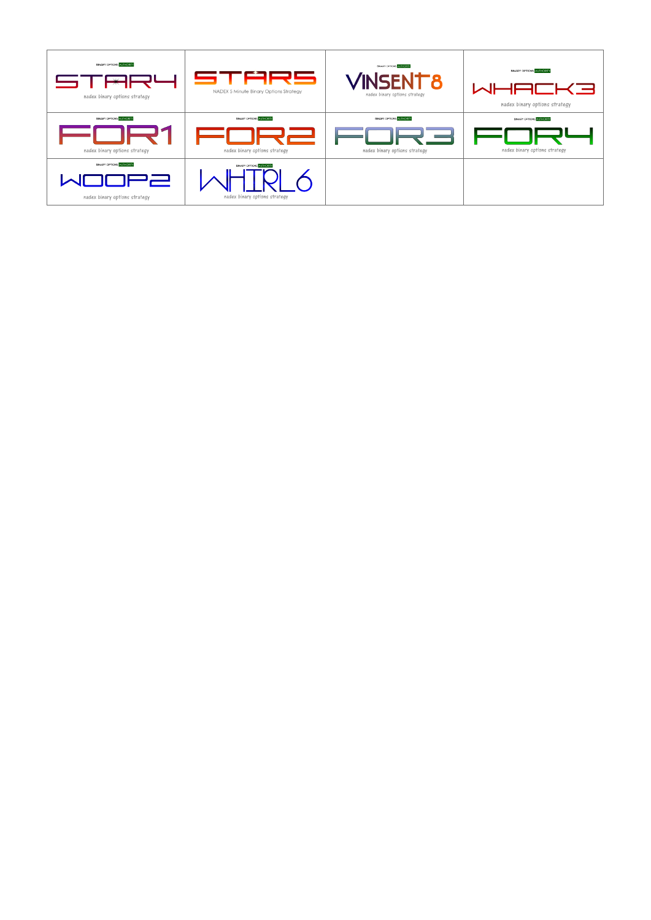| | | | |
|---|---|---|---|
| BINARY OPTIONS AUTHORITY<br>STAR4<br>nadex binary options strategy | STAR5<br>NADEX 5 Minute Binary Options Strategy | BINARY OPTIONS AUTHORITY<br>VINSENT8<br>nadex binary options strategy | BINARY OPTIONS AUTHORITY<br>WHACK3<br>nadex binary options strategy |
| BINARY OPTIONS AUTHORITY<br>FOR1<br>nadex binary options strategy | BINARY OPTIONS AUTHORITY<br>FOR2<br>nadex binary options strategy | BINARY OPTIONS AUTHORITY<br>FOR3<br>nadex binary options strategy | BINARY OPTIONS AUTHORITY<br>FOR4<br>nadex binary options strategy |
| BINARY OPTIONS AUTHORITY<br>WOOP2<br>nadex binary options strategy | BINARY OPTIONS AUTHORITY<br>WHIRL6<br>nadex binary options strategy | | |